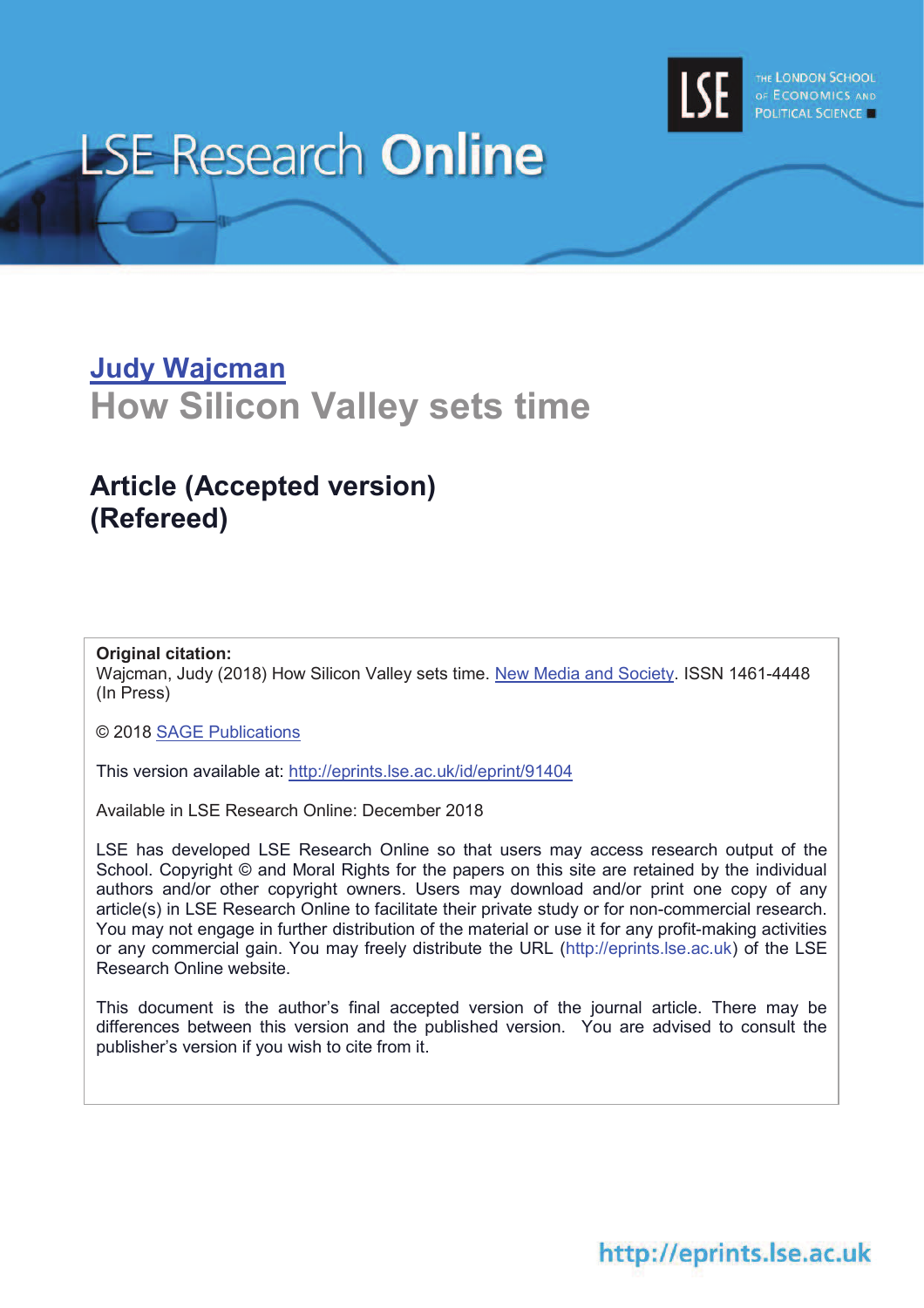# LSE Research Online

THE LONDON SCHOOL OF ECONOMICS AND POLITICAL SCIENCE

**Judy Wajcman**

## How Silicon Valley sets time

### Article (Accepted version) (Refereed)

**Original citation:**
Wajcman, Judy (2018) How Silicon Valley sets time. New Media and Society. ISSN 1461-4448 (In Press)

© 2018 SAGE Publications

This version available at: http://eprints.lse.ac.uk/id/eprint/91404

Available in LSE Research Online: December 2018

LSE has developed LSE Research Online so that users may access research output of the School. Copyright © and Moral Rights for the papers on this site are retained by the individual authors and/or other copyright owners. Users may download and/or print one copy of any article(s) in LSE Research Online to facilitate their private study or for non-commercial research. You may not engage in further distribution of the material or use it for any profit-making activities or any commercial gain. You may freely distribute the URL (http://eprints.lse.ac.uk) of the LSE Research Online website.

This document is the author's final accepted version of the journal article. There may be differences between this version and the published version. You are advised to consult the publisher's version if you wish to cite from it.

http://eprints.lse.ac.uk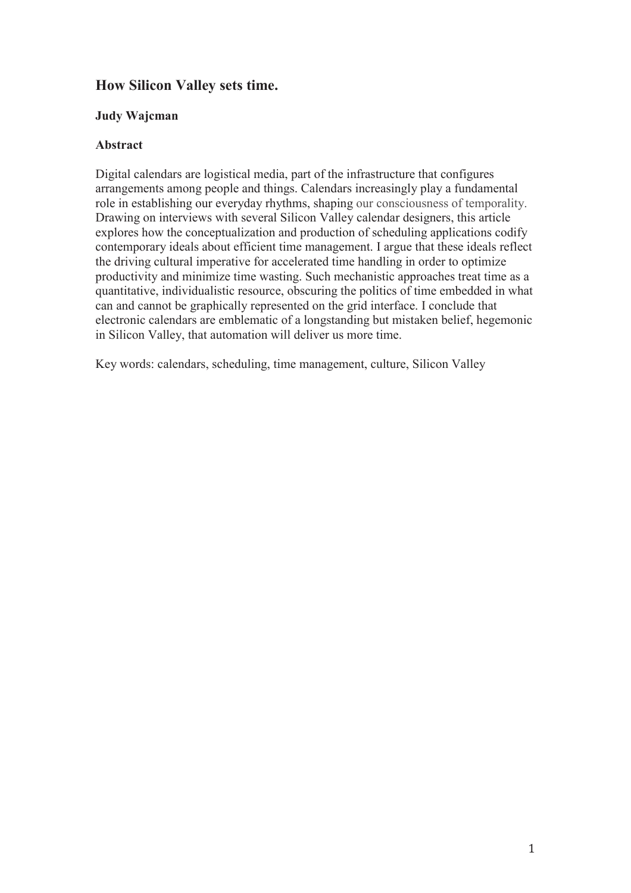## How Silicon Valley sets time.

**Judy Wajcman**

**Abstract**

Digital calendars are logistical media, part of the infrastructure that configures arrangements among people and things. Calendars increasingly play a fundamental role in establishing our everyday rhythms, shaping our consciousness of temporality. Drawing on interviews with several Silicon Valley calendar designers, this article explores how the conceptualization and production of scheduling applications codify contemporary ideals about efficient time management. I argue that these ideals reflect the driving cultural imperative for accelerated time handling in order to optimize productivity and minimize time wasting. Such mechanistic approaches treat time as a quantitative, individualistic resource, obscuring the politics of time embedded in what can and cannot be graphically represented on the grid interface. I conclude that electronic calendars are emblematic of a longstanding but mistaken belief, hegemonic in Silicon Valley, that automation will deliver us more time.

Key words: calendars, scheduling, time management, culture, Silicon Valley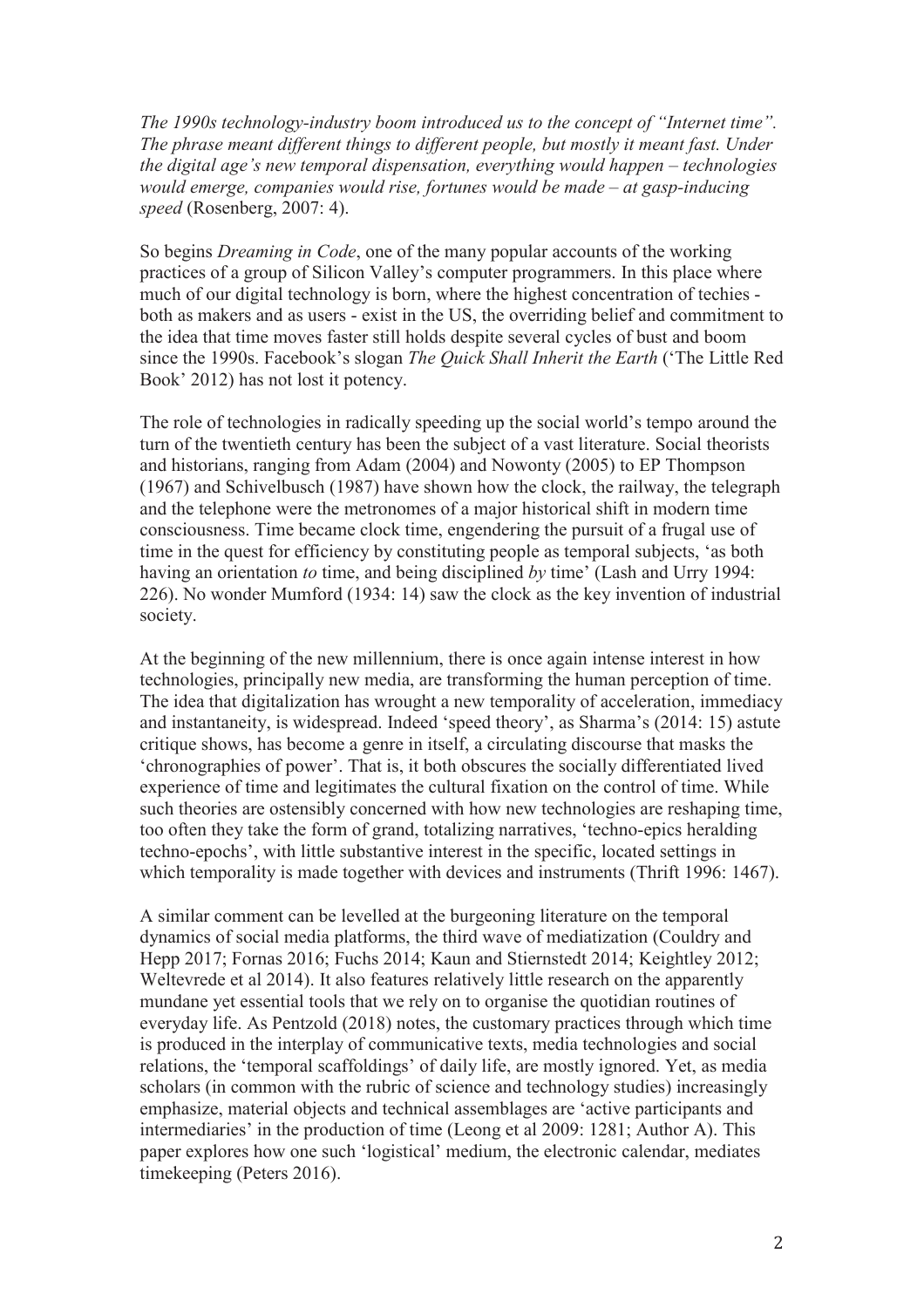*The 1990s technology-industry boom introduced us to the concept of "Internet time". The phrase meant different things to different people, but mostly it meant fast. Under the digital age's new temporal dispensation, everything would happen – technologies would emerge, companies would rise, fortunes would be made – at gasp-inducing speed* (Rosenberg, 2007: 4).

So begins *Dreaming in Code*, one of the many popular accounts of the working practices of a group of Silicon Valley's computer programmers. In this place where much of our digital technology is born, where the highest concentration of techies - both as makers and as users - exist in the US, the overriding belief and commitment to the idea that time moves faster still holds despite several cycles of bust and boom since the 1990s. Facebook's slogan *The Quick Shall Inherit the Earth* ('The Little Red Book' 2012) has not lost it potency.

The role of technologies in radically speeding up the social world's tempo around the turn of the twentieth century has been the subject of a vast literature. Social theorists and historians, ranging from Adam (2004) and Nowonty (2005) to EP Thompson (1967) and Schivelbusch (1987) have shown how the clock, the railway, the telegraph and the telephone were the metronomes of a major historical shift in modern time consciousness. Time became clock time, engendering the pursuit of a frugal use of time in the quest for efficiency by constituting people as temporal subjects, 'as both having an orientation *to* time, and being disciplined *by* time' (Lash and Urry 1994: 226). No wonder Mumford (1934: 14) saw the clock as the key invention of industrial society.

At the beginning of the new millennium, there is once again intense interest in how technologies, principally new media, are transforming the human perception of time. The idea that digitalization has wrought a new temporality of acceleration, immediacy and instantaneity, is widespread. Indeed 'speed theory', as Sharma's (2014: 15) astute critique shows, has become a genre in itself, a circulating discourse that masks the 'chronographies of power'. That is, it both obscures the socially differentiated lived experience of time and legitimates the cultural fixation on the control of time. While such theories are ostensibly concerned with how new technologies are reshaping time, too often they take the form of grand, totalizing narratives, 'techno-epics heralding techno-epochs', with little substantive interest in the specific, located settings in which temporality is made together with devices and instruments (Thrift 1996: 1467).

A similar comment can be levelled at the burgeoning literature on the temporal dynamics of social media platforms, the third wave of mediatization (Couldry and Hepp 2017; Fornas 2016; Fuchs 2014; Kaun and Stiernstedt 2014; Keightley 2012; Weltevrede et al 2014). It also features relatively little research on the apparently mundane yet essential tools that we rely on to organise the quotidian routines of everyday life. As Pentzold (2018) notes, the customary practices through which time is produced in the interplay of communicative texts, media technologies and social relations, the 'temporal scaffoldings' of daily life, are mostly ignored. Yet, as media scholars (in common with the rubric of science and technology studies) increasingly emphasize, material objects and technical assemblages are 'active participants and intermediaries' in the production of time (Leong et al 2009: 1281; Author A). This paper explores how one such 'logistical' medium, the electronic calendar, mediates timekeeping (Peters 2016).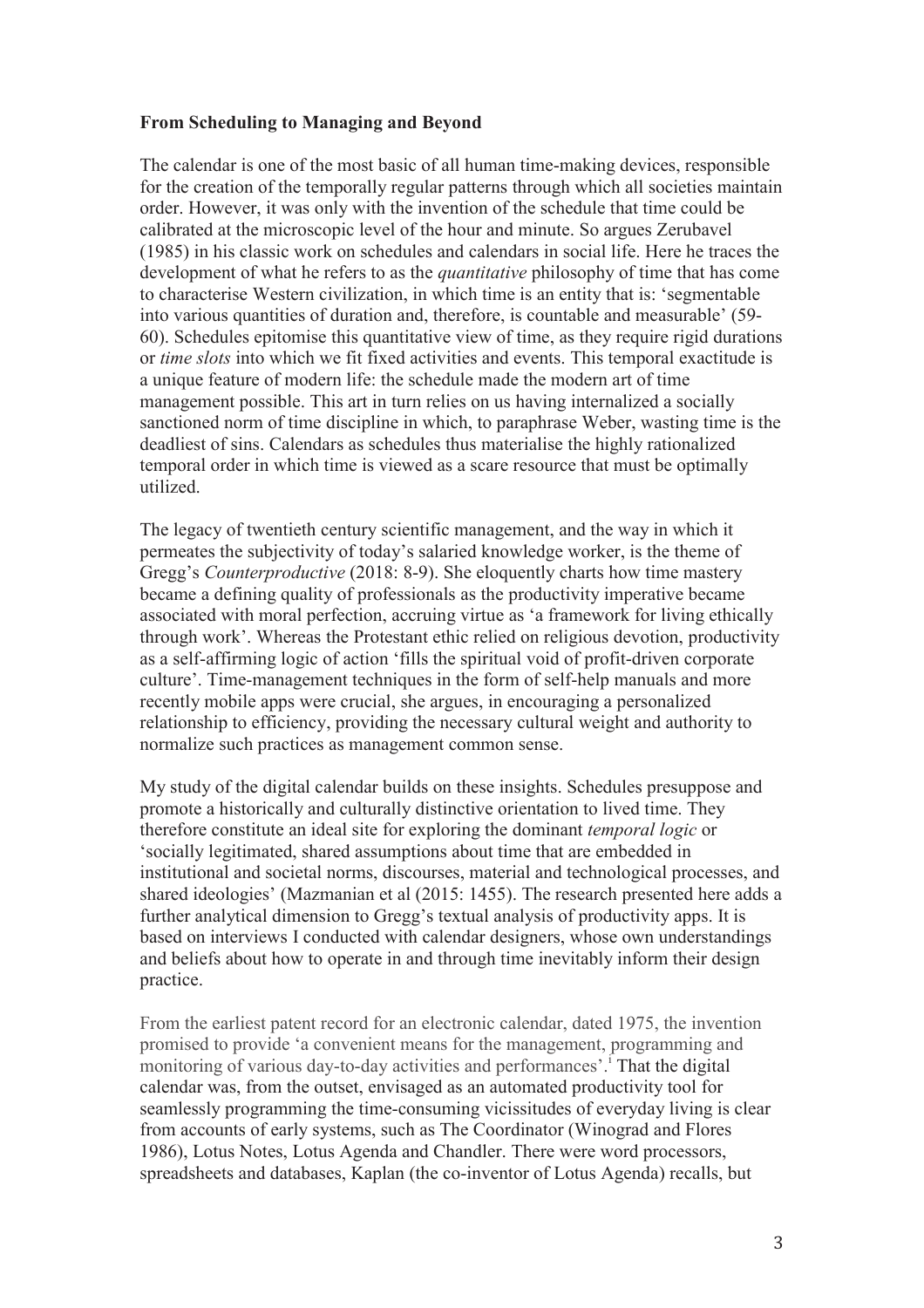**From Scheduling to Managing and Beyond**

The calendar is one of the most basic of all human time-making devices, responsible for the creation of the temporally regular patterns through which all societies maintain order. However, it was only with the invention of the schedule that time could be calibrated at the microscopic level of the hour and minute. So argues Zerubavel (1985) in his classic work on schedules and calendars in social life. Here he traces the development of what he refers to as the *quantitative* philosophy of time that has come to characterise Western civilization, in which time is an entity that is: 'segmentable into various quantities of duration and, therefore, is countable and measurable' (59-60). Schedules epitomise this quantitative view of time, as they require rigid durations or *time slots* into which we fit fixed activities and events. This temporal exactitude is a unique feature of modern life: the schedule made the modern art of time management possible. This art in turn relies on us having internalized a socially sanctioned norm of time discipline in which, to paraphrase Weber, wasting time is the deadliest of sins. Calendars as schedules thus materialise the highly rationalized temporal order in which time is viewed as a scare resource that must be optimally utilized.

The legacy of twentieth century scientific management, and the way in which it permeates the subjectivity of today's salaried knowledge worker, is the theme of Gregg's *Counterproductive* (2018: 8-9). She eloquently charts how time mastery became a defining quality of professionals as the productivity imperative became associated with moral perfection, accruing virtue as 'a framework for living ethically through work'. Whereas the Protestant ethic relied on religious devotion, productivity as a self-affirming logic of action 'fills the spiritual void of profit-driven corporate culture'. Time-management techniques in the form of self-help manuals and more recently mobile apps were crucial, she argues, in encouraging a personalized relationship to efficiency, providing the necessary cultural weight and authority to normalize such practices as management common sense.

My study of the digital calendar builds on these insights. Schedules presuppose and promote a historically and culturally distinctive orientation to lived time. They therefore constitute an ideal site for exploring the dominant *temporal logic* or 'socially legitimated, shared assumptions about time that are embedded in institutional and societal norms, discourses, material and technological processes, and shared ideologies' (Mazmanian et al (2015: 1455). The research presented here adds a further analytical dimension to Gregg's textual analysis of productivity apps. It is based on interviews I conducted with calendar designers, whose own understandings and beliefs about how to operate in and through time inevitably inform their design practice.

From the earliest patent record for an electronic calendar, dated 1975, the invention promised to provide 'a convenient means for the management, programming and monitoring of various day-to-day activities and performances'.[i] That the digital calendar was, from the outset, envisaged as an automated productivity tool for seamlessly programming the time-consuming vicissitudes of everyday living is clear from accounts of early systems, such as The Coordinator (Winograd and Flores 1986), Lotus Notes, Lotus Agenda and Chandler. There were word processors, spreadsheets and databases, Kaplan (the co-inventor of Lotus Agenda) recalls, but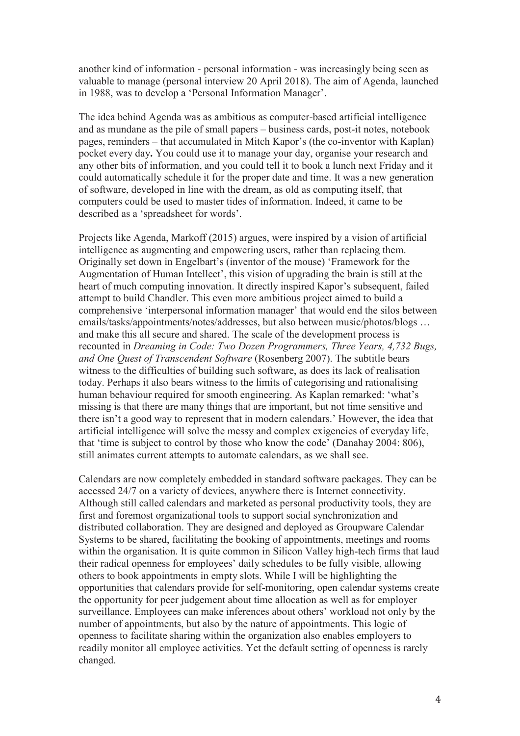another kind of information - personal information - was increasingly being seen as valuable to manage (personal interview 20 April 2018). The aim of Agenda, launched in 1988, was to develop a 'Personal Information Manager'.

The idea behind Agenda was as ambitious as computer-based artificial intelligence and as mundane as the pile of small papers – business cards, post-it notes, notebook pages, reminders – that accumulated in Mitch Kapor's (the co-inventor with Kaplan) pocket every day**.** You could use it to manage your day, organise your research and any other bits of information, and you could tell it to book a lunch next Friday and it could automatically schedule it for the proper date and time. It was a new generation of software, developed in line with the dream, as old as computing itself, that computers could be used to master tides of information. Indeed, it came to be described as a 'spreadsheet for words'.

Projects like Agenda, Markoff (2015) argues, were inspired by a vision of artificial intelligence as augmenting and empowering users, rather than replacing them. Originally set down in Engelbart's (inventor of the mouse) 'Framework for the Augmentation of Human Intellect', this vision of upgrading the brain is still at the heart of much computing innovation. It directly inspired Kapor's subsequent, failed attempt to build Chandler. This even more ambitious project aimed to build a comprehensive 'interpersonal information manager' that would end the silos between emails/tasks/appointments/notes/addresses, but also between music/photos/blogs … and make this all secure and shared. The scale of the development process is recounted in *Dreaming in Code: Two Dozen Programmers, Three Years, 4,732 Bugs, and One Quest of Transcendent Software* (Rosenberg 2007). The subtitle bears witness to the difficulties of building such software, as does its lack of realisation today. Perhaps it also bears witness to the limits of categorising and rationalising human behaviour required for smooth engineering. As Kaplan remarked: 'what's missing is that there are many things that are important, but not time sensitive and there isn't a good way to represent that in modern calendars.' However, the idea that artificial intelligence will solve the messy and complex exigencies of everyday life, that 'time is subject to control by those who know the code' (Danahay 2004: 806), still animates current attempts to automate calendars, as we shall see.

Calendars are now completely embedded in standard software packages. They can be accessed 24/7 on a variety of devices, anywhere there is Internet connectivity. Although still called calendars and marketed as personal productivity tools, they are first and foremost organizational tools to support social synchronization and distributed collaboration. They are designed and deployed as Groupware Calendar Systems to be shared, facilitating the booking of appointments, meetings and rooms within the organisation. It is quite common in Silicon Valley high-tech firms that laud their radical openness for employees' daily schedules to be fully visible, allowing others to book appointments in empty slots. While I will be highlighting the opportunities that calendars provide for self-monitoring, open calendar systems create the opportunity for peer judgement about time allocation as well as for employer surveillance. Employees can make inferences about others' workload not only by the number of appointments, but also by the nature of appointments. This logic of openness to facilitate sharing within the organization also enables employers to readily monitor all employee activities. Yet the default setting of openness is rarely changed.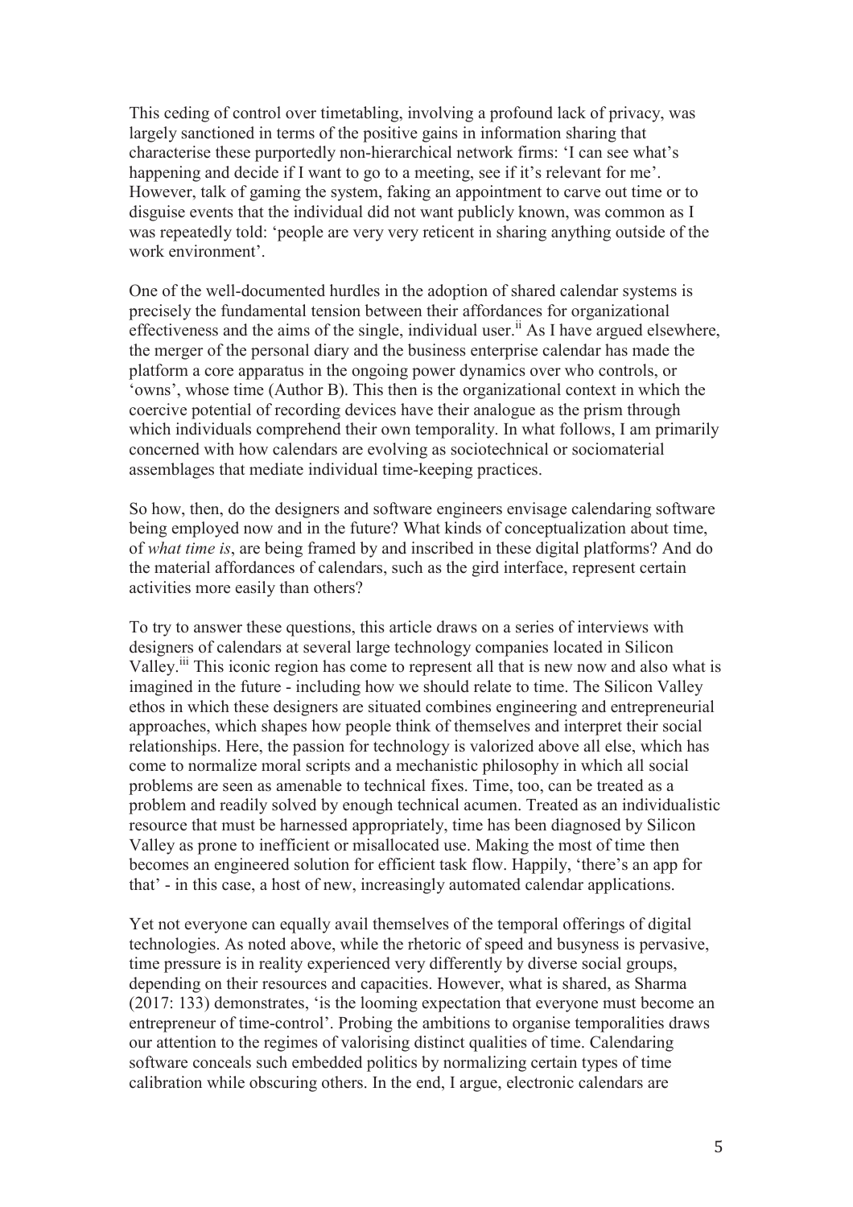This ceding of control over timetabling, involving a profound lack of privacy, was largely sanctioned in terms of the positive gains in information sharing that characterise these purportedly non-hierarchical network firms: 'I can see what's happening and decide if I want to go to a meeting, see if it's relevant for me'. However, talk of gaming the system, faking an appointment to carve out time or to disguise events that the individual did not want publicly known, was common as I was repeatedly told: 'people are very very reticent in sharing anything outside of the work environment'.

One of the well-documented hurdles in the adoption of shared calendar systems is precisely the fundamental tension between their affordances for organizational effectiveness and the aims of the single, individual user.[ii] As I have argued elsewhere, the merger of the personal diary and the business enterprise calendar has made the platform a core apparatus in the ongoing power dynamics over who controls, or 'owns', whose time (Author B). This then is the organizational context in which the coercive potential of recording devices have their analogue as the prism through which individuals comprehend their own temporality. In what follows, I am primarily concerned with how calendars are evolving as sociotechnical or sociomaterial assemblages that mediate individual time-keeping practices.

So how, then, do the designers and software engineers envisage calendaring software being employed now and in the future? What kinds of conceptualization about time, of *what time is*, are being framed by and inscribed in these digital platforms? And do the material affordances of calendars, such as the gird interface, represent certain activities more easily than others?

To try to answer these questions, this article draws on a series of interviews with designers of calendars at several large technology companies located in Silicon Valley.[iii] This iconic region has come to represent all that is new now and also what is imagined in the future - including how we should relate to time. The Silicon Valley ethos in which these designers are situated combines engineering and entrepreneurial approaches, which shapes how people think of themselves and interpret their social relationships. Here, the passion for technology is valorized above all else, which has come to normalize moral scripts and a mechanistic philosophy in which all social problems are seen as amenable to technical fixes. Time, too, can be treated as a problem and readily solved by enough technical acumen. Treated as an individualistic resource that must be harnessed appropriately, time has been diagnosed by Silicon Valley as prone to inefficient or misallocated use. Making the most of time then becomes an engineered solution for efficient task flow. Happily, 'there's an app for that' - in this case, a host of new, increasingly automated calendar applications.

Yet not everyone can equally avail themselves of the temporal offerings of digital technologies. As noted above, while the rhetoric of speed and busyness is pervasive, time pressure is in reality experienced very differently by diverse social groups, depending on their resources and capacities. However, what is shared, as Sharma (2017: 133) demonstrates, 'is the looming expectation that everyone must become an entrepreneur of time-control'. Probing the ambitions to organise temporalities draws our attention to the regimes of valorising distinct qualities of time. Calendaring software conceals such embedded politics by normalizing certain types of time calibration while obscuring others. In the end, I argue, electronic calendars are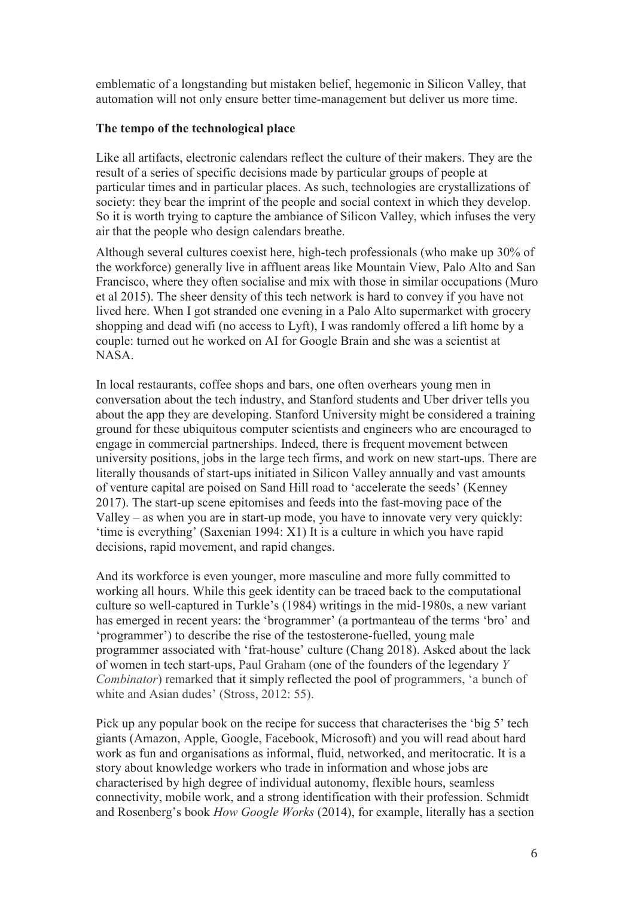emblematic of a longstanding but mistaken belief, hegemonic in Silicon Valley, that automation will not only ensure better time-management but deliver us more time.

## The tempo of the technological place

Like all artifacts, electronic calendars reflect the culture of their makers. They are the result of a series of specific decisions made by particular groups of people at particular times and in particular places. As such, technologies are crystallizations of society: they bear the imprint of the people and social context in which they develop. So it is worth trying to capture the ambiance of Silicon Valley, which infuses the very air that the people who design calendars breathe.

Although several cultures coexist here, high-tech professionals (who make up 30% of the workforce) generally live in affluent areas like Mountain View, Palo Alto and San Francisco, where they often socialise and mix with those in similar occupations (Muro et al 2015). The sheer density of this tech network is hard to convey if you have not lived here. When I got stranded one evening in a Palo Alto supermarket with grocery shopping and dead wifi (no access to Lyft), I was randomly offered a lift home by a couple: turned out he worked on AI for Google Brain and she was a scientist at NASA.

In local restaurants, coffee shops and bars, one often overhears young men in conversation about the tech industry, and Stanford students and Uber driver tells you about the app they are developing. Stanford University might be considered a training ground for these ubiquitous computer scientists and engineers who are encouraged to engage in commercial partnerships. Indeed, there is frequent movement between university positions, jobs in the large tech firms, and work on new start-ups. There are literally thousands of start-ups initiated in Silicon Valley annually and vast amounts of venture capital are poised on Sand Hill road to 'accelerate the seeds' (Kenney 2017). The start-up scene epitomises and feeds into the fast-moving pace of the Valley – as when you are in start-up mode, you have to innovate very very quickly: 'time is everything' (Saxenian 1994: X1) It is a culture in which you have rapid decisions, rapid movement, and rapid changes.

And its workforce is even younger, more masculine and more fully committed to working all hours. While this geek identity can be traced back to the computational culture so well-captured in Turkle's (1984) writings in the mid-1980s, a new variant has emerged in recent years: the 'brogrammer' (a portmanteau of the terms 'bro' and 'programmer') to describe the rise of the testosterone-fuelled, young male programmer associated with 'frat-house' culture (Chang 2018). Asked about the lack of women in tech start-ups, Paul Graham (one of the founders of the legendary *Y Combinator*) remarked that it simply reflected the pool of programmers, 'a bunch of white and Asian dudes' (Stross, 2012: 55).

Pick up any popular book on the recipe for success that characterises the 'big 5' tech giants (Amazon, Apple, Google, Facebook, Microsoft) and you will read about hard work as fun and organisations as informal, fluid, networked, and meritocratic. It is a story about knowledge workers who trade in information and whose jobs are characterised by high degree of individual autonomy, flexible hours, seamless connectivity, mobile work, and a strong identification with their profession. Schmidt and Rosenberg's book *How Google Works* (2014), for example, literally has a section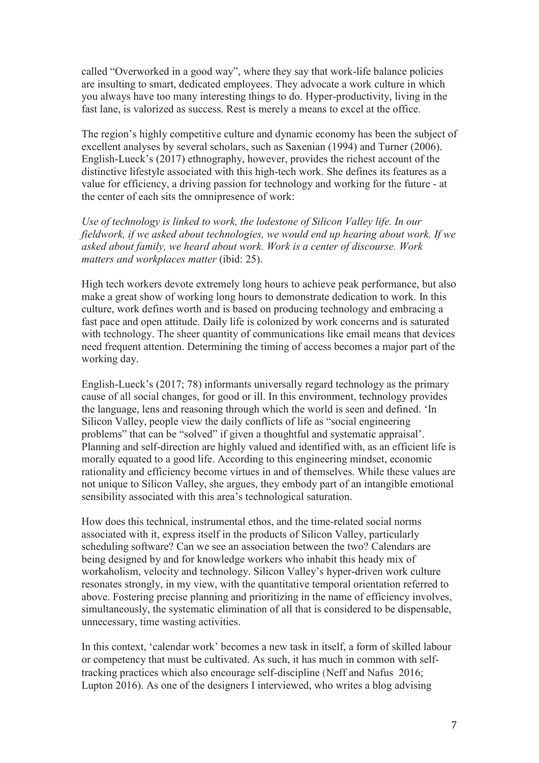called "Overworked in a good way", where they say that work-life balance policies are insulting to smart, dedicated employees. They advocate a work culture in which you always have too many interesting things to do. Hyper-productivity, living in the fast lane, is valorized as success. Rest is merely a means to excel at the office.

The region's highly competitive culture and dynamic economy has been the subject of excellent analyses by several scholars, such as Saxenian (1994) and Turner (2006). English-Lueck's (2017) ethnography, however, provides the richest account of the distinctive lifestyle associated with this high-tech work. She defines its features as a value for efficiency, a driving passion for technology and working for the future - at the center of each sits the omnipresence of work:

*Use of technology is linked to work, the lodestone of Silicon Valley life. In our fieldwork, if we asked about technologies, we would end up hearing about work. If we asked about family, we heard about work. Work is a center of discourse. Work matters and workplaces matter* (ibid: 25).

High tech workers devote extremely long hours to achieve peak performance, but also make a great show of working long hours to demonstrate dedication to work. In this culture, work defines worth and is based on producing technology and embracing a fast pace and open attitude. Daily life is colonized by work concerns and is saturated with technology. The sheer quantity of communications like email means that devices need frequent attention. Determining the timing of access becomes a major part of the working day.

English-Lueck's (2017; 78) informants universally regard technology as the primary cause of all social changes, for good or ill. In this environment, technology provides the language, lens and reasoning through which the world is seen and defined. 'In Silicon Valley, people view the daily conflicts of life as "social engineering problems" that can be "solved" if given a thoughtful and systematic appraisal'. Planning and self-direction are highly valued and identified with, as an efficient life is morally equated to a good life. According to this engineering mindset, economic rationality and efficiency become virtues in and of themselves. While these values are not unique to Silicon Valley, she argues, they embody part of an intangible emotional sensibility associated with this area's technological saturation.

How does this technical, instrumental ethos, and the time-related social norms associated with it, express itself in the products of Silicon Valley, particularly scheduling software? Can we see an association between the two? Calendars are being designed by and for knowledge workers who inhabit this heady mix of workaholism, velocity and technology. Silicon Valley's hyper-driven work culture resonates strongly, in my view, with the quantitative temporal orientation referred to above. Fostering precise planning and prioritizing in the name of efficiency involves, simultaneously, the systematic elimination of all that is considered to be dispensable, unnecessary, time wasting activities.

In this context, 'calendar work' becomes a new task in itself, a form of skilled labour or competency that must be cultivated. As such, it has much in common with self-tracking practices which also encourage self-discipline (Neff and Nafus 2016; Lupton 2016). As one of the designers I interviewed, who writes a blog advising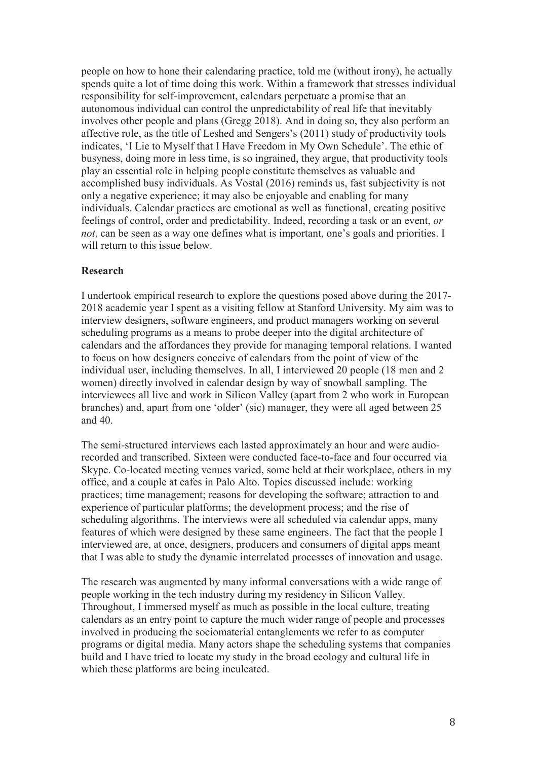people on how to hone their calendaring practice, told me (without irony), he actually spends quite a lot of time doing this work. Within a framework that stresses individual responsibility for self-improvement, calendars perpetuate a promise that an autonomous individual can control the unpredictability of real life that inevitably involves other people and plans (Gregg 2018). And in doing so, they also perform an affective role, as the title of Leshed and Sengers's (2011) study of productivity tools indicates, 'I Lie to Myself that I Have Freedom in My Own Schedule'. The ethic of busyness, doing more in less time, is so ingrained, they argue, that productivity tools play an essential role in helping people constitute themselves as valuable and accomplished busy individuals. As Vostal (2016) reminds us, fast subjectivity is not only a negative experience; it may also be enjoyable and enabling for many individuals. Calendar practices are emotional as well as functional, creating positive feelings of control, order and predictability. Indeed, recording a task or an event, *or not*, can be seen as a way one defines what is important, one's goals and priorities. I will return to this issue below.

**Research**

I undertook empirical research to explore the questions posed above during the 2017-2018 academic year I spent as a visiting fellow at Stanford University. My aim was to interview designers, software engineers, and product managers working on several scheduling programs as a means to probe deeper into the digital architecture of calendars and the affordances they provide for managing temporal relations. I wanted to focus on how designers conceive of calendars from the point of view of the individual user, including themselves. In all, I interviewed 20 people (18 men and 2 women) directly involved in calendar design by way of snowball sampling. The interviewees all live and work in Silicon Valley (apart from 2 who work in European branches) and, apart from one 'older' (sic) manager, they were all aged between 25 and 40.

The semi-structured interviews each lasted approximately an hour and were audio-recorded and transcribed. Sixteen were conducted face-to-face and four occurred via Skype. Co-located meeting venues varied, some held at their workplace, others in my office, and a couple at cafes in Palo Alto. Topics discussed include: working practices; time management; reasons for developing the software; attraction to and experience of particular platforms; the development process; and the rise of scheduling algorithms. The interviews were all scheduled via calendar apps, many features of which were designed by these same engineers. The fact that the people I interviewed are, at once, designers, producers and consumers of digital apps meant that I was able to study the dynamic interrelated processes of innovation and usage.

The research was augmented by many informal conversations with a wide range of people working in the tech industry during my residency in Silicon Valley. Throughout, I immersed myself as much as possible in the local culture, treating calendars as an entry point to capture the much wider range of people and processes involved in producing the sociomaterial entanglements we refer to as computer programs or digital media. Many actors shape the scheduling systems that companies build and I have tried to locate my study in the broad ecology and cultural life in which these platforms are being inculcated.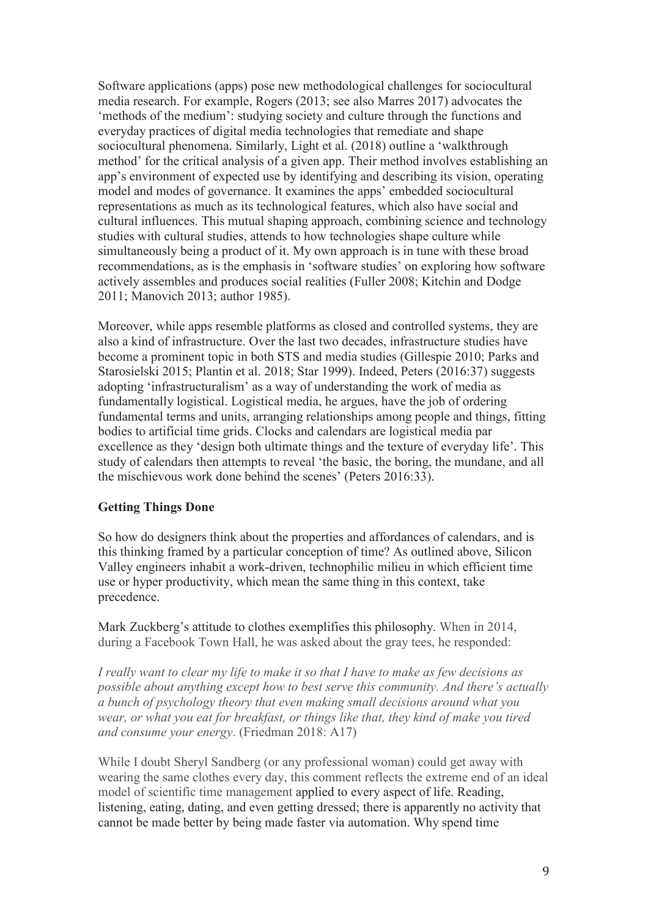Software applications (apps) pose new methodological challenges for sociocultural media research. For example, Rogers (2013; see also Marres 2017) advocates the 'methods of the medium': studying society and culture through the functions and everyday practices of digital media technologies that remediate and shape sociocultural phenomena. Similarly, Light et al. (2018) outline a 'walkthrough method' for the critical analysis of a given app. Their method involves establishing an app's environment of expected use by identifying and describing its vision, operating model and modes of governance. It examines the apps' embedded sociocultural representations as much as its technological features, which also have social and cultural influences. This mutual shaping approach, combining science and technology studies with cultural studies, attends to how technologies shape culture while simultaneously being a product of it. My own approach is in tune with these broad recommendations, as is the emphasis in 'software studies' on exploring how software actively assembles and produces social realities (Fuller 2008; Kitchin and Dodge 2011; Manovich 2013; author 1985).

Moreover, while apps resemble platforms as closed and controlled systems, they are also a kind of infrastructure. Over the last two decades, infrastructure studies have become a prominent topic in both STS and media studies (Gillespie 2010; Parks and Starosielski 2015; Plantin et al. 2018; Star 1999). Indeed, Peters (2016:37) suggests adopting 'infrastructuralism' as a way of understanding the work of media as fundamentally logistical. Logistical media, he argues, have the job of ordering fundamental terms and units, arranging relationships among people and things, fitting bodies to artificial time grids. Clocks and calendars are logistical media par excellence as they 'design both ultimate things and the texture of everyday life'. This study of calendars then attempts to reveal 'the basic, the boring, the mundane, and all the mischievous work done behind the scenes' (Peters 2016:33).

**Getting Things Done**

So how do designers think about the properties and affordances of calendars, and is this thinking framed by a particular conception of time? As outlined above, Silicon Valley engineers inhabit a work-driven, technophilic milieu in which efficient time use or hyper productivity, which mean the same thing in this context, take precedence.

Mark Zuckberg's attitude to clothes exemplifies this philosophy. When in 2014, during a Facebook Town Hall, he was asked about the gray tees, he responded:

*I really want to clear my life to make it so that I have to make as few decisions as possible about anything except how to best serve this community. And there's actually a bunch of psychology theory that even making small decisions around what you wear, or what you eat for breakfast, or things like that, they kind of make you tired and consume your energy*. (Friedman 2018: A17)

While I doubt Sheryl Sandberg (or any professional woman) could get away with wearing the same clothes every day, this comment reflects the extreme end of an ideal model of scientific time management applied to every aspect of life. Reading, listening, eating, dating, and even getting dressed; there is apparently no activity that cannot be made better by being made faster via automation. Why spend time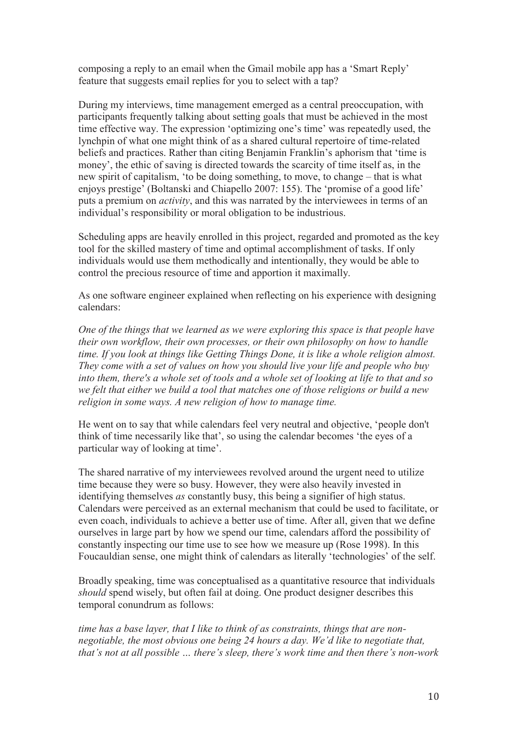composing a reply to an email when the Gmail mobile app has a 'Smart Reply' feature that suggests email replies for you to select with a tap?

During my interviews, time management emerged as a central preoccupation, with participants frequently talking about setting goals that must be achieved in the most time effective way. The expression 'optimizing one's time' was repeatedly used, the lynchpin of what one might think of as a shared cultural repertoire of time-related beliefs and practices. Rather than citing Benjamin Franklin's aphorism that 'time is money', the ethic of saving is directed towards the scarcity of time itself as, in the new spirit of capitalism, 'to be doing something, to move, to change – that is what enjoys prestige' (Boltanski and Chiapello 2007: 155). The 'promise of a good life' puts a premium on *activity*, and this was narrated by the interviewees in terms of an individual's responsibility or moral obligation to be industrious.

Scheduling apps are heavily enrolled in this project, regarded and promoted as the key tool for the skilled mastery of time and optimal accomplishment of tasks. If only individuals would use them methodically and intentionally, they would be able to control the precious resource of time and apportion it maximally.

As one software engineer explained when reflecting on his experience with designing calendars:

*One of the things that we learned as we were exploring this space is that people have their own workflow, their own processes, or their own philosophy on how to handle time. If you look at things like Getting Things Done, it is like a whole religion almost. They come with a set of values on how you should live your life and people who buy into them, there's a whole set of tools and a whole set of looking at life to that and so we felt that either we build a tool that matches one of those religions or build a new religion in some ways. A new religion of how to manage time.*

He went on to say that while calendars feel very neutral and objective, 'people don't think of time necessarily like that', so using the calendar becomes 'the eyes of a particular way of looking at time'.

The shared narrative of my interviewees revolved around the urgent need to utilize time because they were so busy. However, they were also heavily invested in identifying themselves *as* constantly busy, this being a signifier of high status. Calendars were perceived as an external mechanism that could be used to facilitate, or even coach, individuals to achieve a better use of time. After all, given that we define ourselves in large part by how we spend our time, calendars afford the possibility of constantly inspecting our time use to see how we measure up (Rose 1998). In this Foucauldian sense, one might think of calendars as literally 'technologies' of the self.

Broadly speaking, time was conceptualised as a quantitative resource that individuals *should* spend wisely, but often fail at doing. One product designer describes this temporal conundrum as follows:

*time has a base layer, that I like to think of as constraints, things that are non-negotiable, the most obvious one being 24 hours a day. We'd like to negotiate that, that's not at all possible … there's sleep, there's work time and then there's non-work*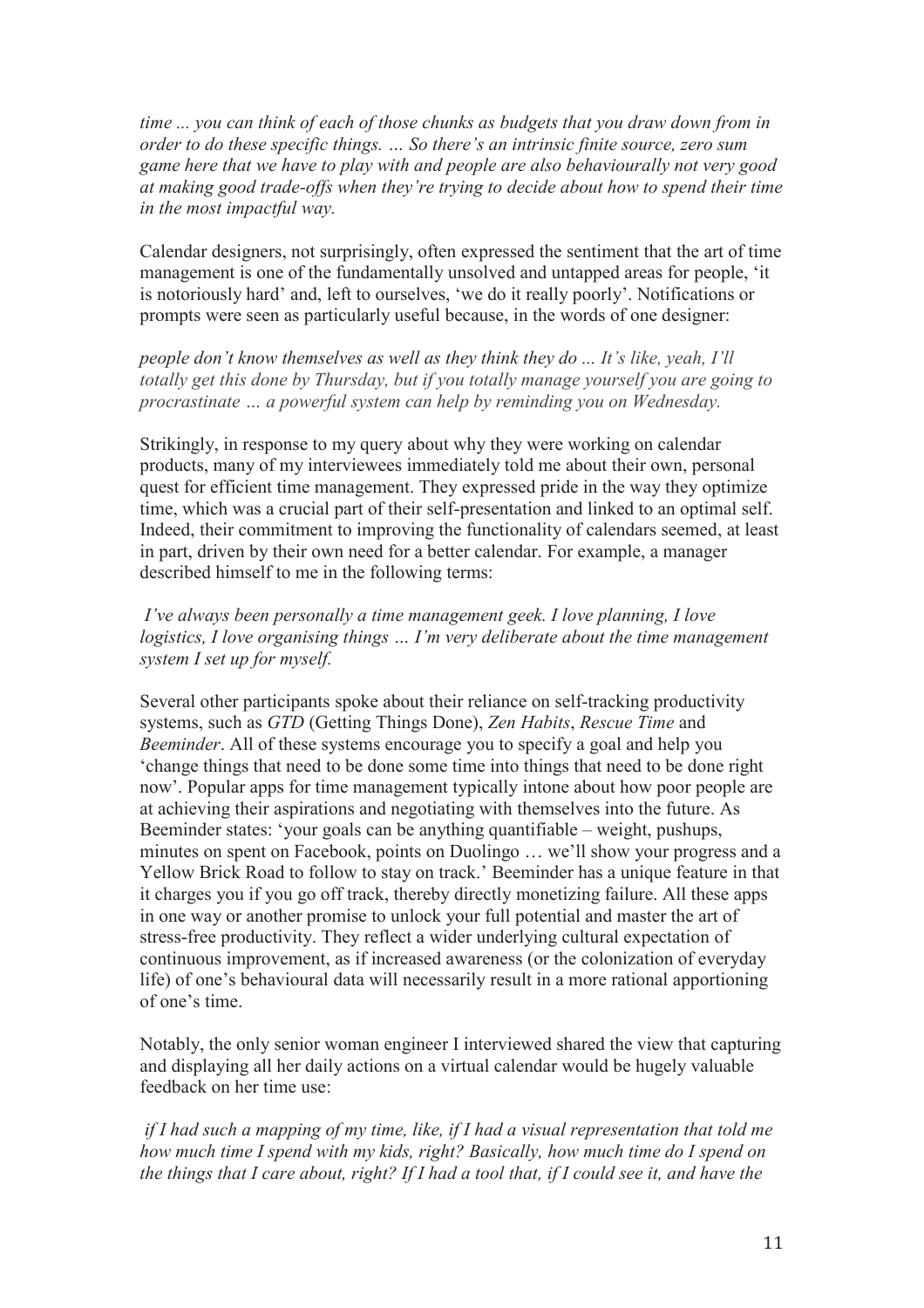*time ... you can think of each of those chunks as budgets that you draw down from in order to do these specific things. … So there's an intrinsic finite source, zero sum game here that we have to play with and people are also behaviourally not very good at making good trade-offs when they're trying to decide about how to spend their time in the most impactful way.*

Calendar designers, not surprisingly, often expressed the sentiment that the art of time management is one of the fundamentally unsolved and untapped areas for people, 'it is notoriously hard' and, left to ourselves, 'we do it really poorly'. Notifications or prompts were seen as particularly useful because, in the words of one designer:

*people don't know themselves as well as they think they do ... It's like, yeah, I'll totally get this done by Thursday, but if you totally manage yourself you are going to procrastinate … a powerful system can help by reminding you on Wednesday.*

Strikingly, in response to my query about why they were working on calendar products, many of my interviewees immediately told me about their own, personal quest for efficient time management. They expressed pride in the way they optimize time, which was a crucial part of their self-presentation and linked to an optimal self. Indeed, their commitment to improving the functionality of calendars seemed, at least in part, driven by their own need for a better calendar. For example, a manager described himself to me in the following terms:

*I've always been personally a time management geek. I love planning, I love logistics, I love organising things … I'm very deliberate about the time management system I set up for myself.*

Several other participants spoke about their reliance on self-tracking productivity systems, such as *GTD* (Getting Things Done), *Zen Habits*, *Rescue Time* and *Beeminder*. All of these systems encourage you to specify a goal and help you 'change things that need to be done some time into things that need to be done right now'. Popular apps for time management typically intone about how poor people are at achieving their aspirations and negotiating with themselves into the future. As Beeminder states: 'your goals can be anything quantifiable – weight, pushups, minutes on spent on Facebook, points on Duolingo … we'll show your progress and a Yellow Brick Road to follow to stay on track.' Beeminder has a unique feature in that it charges you if you go off track, thereby directly monetizing failure. All these apps in one way or another promise to unlock your full potential and master the art of stress-free productivity. They reflect a wider underlying cultural expectation of continuous improvement, as if increased awareness (or the colonization of everyday life) of one's behavioural data will necessarily result in a more rational apportioning of one's time.

Notably, the only senior woman engineer I interviewed shared the view that capturing and displaying all her daily actions on a virtual calendar would be hugely valuable feedback on her time use:

*if I had such a mapping of my time, like, if I had a visual representation that told me how much time I spend with my kids, right? Basically, how much time do I spend on the things that I care about, right? If I had a tool that, if I could see it, and have the*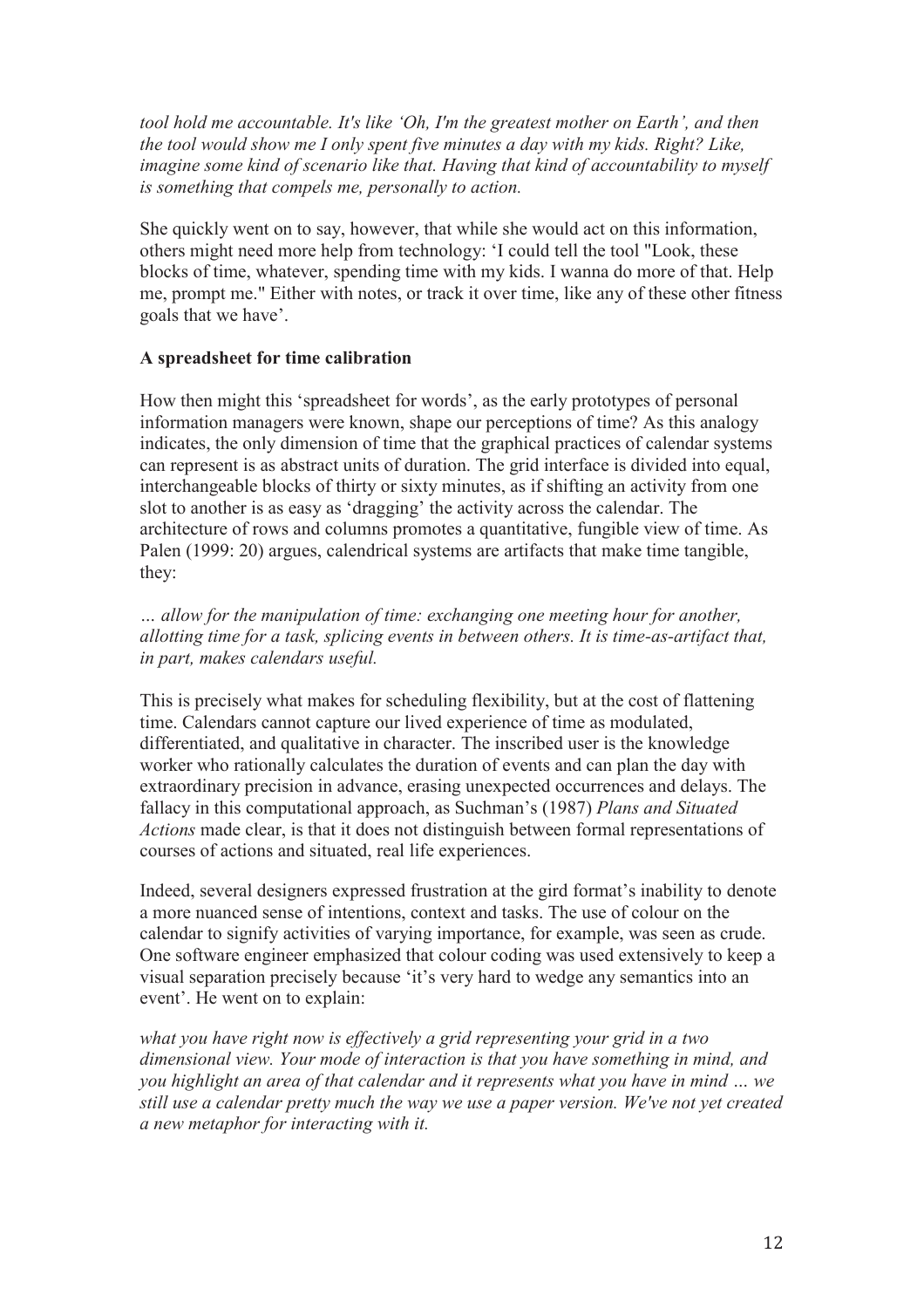*tool hold me accountable. It's like 'Oh, I'm the greatest mother on Earth', and then the tool would show me I only spent five minutes a day with my kids. Right? Like, imagine some kind of scenario like that. Having that kind of accountability to myself is something that compels me, personally to action.*

She quickly went on to say, however, that while she would act on this information, others might need more help from technology: 'I could tell the tool "Look, these blocks of time, whatever, spending time with my kids. I wanna do more of that. Help me, prompt me." Either with notes, or track it over time, like any of these other fitness goals that we have'.

**A spreadsheet for time calibration**

How then might this 'spreadsheet for words', as the early prototypes of personal information managers were known, shape our perceptions of time? As this analogy indicates, the only dimension of time that the graphical practices of calendar systems can represent is as abstract units of duration. The grid interface is divided into equal, interchangeable blocks of thirty or sixty minutes, as if shifting an activity from one slot to another is as easy as 'dragging' the activity across the calendar. The architecture of rows and columns promotes a quantitative, fungible view of time. As Palen (1999: 20) argues, calendrical systems are artifacts that make time tangible, they:

*… allow for the manipulation of time: exchanging one meeting hour for another, allotting time for a task, splicing events in between others. It is time-as-artifact that, in part, makes calendars useful.*

This is precisely what makes for scheduling flexibility, but at the cost of flattening time. Calendars cannot capture our lived experience of time as modulated, differentiated, and qualitative in character. The inscribed user is the knowledge worker who rationally calculates the duration of events and can plan the day with extraordinary precision in advance, erasing unexpected occurrences and delays. The fallacy in this computational approach, as Suchman's (1987) *Plans and Situated Actions* made clear, is that it does not distinguish between formal representations of courses of actions and situated, real life experiences.

Indeed, several designers expressed frustration at the gird format's inability to denote a more nuanced sense of intentions, context and tasks. The use of colour on the calendar to signify activities of varying importance, for example, was seen as crude. One software engineer emphasized that colour coding was used extensively to keep a visual separation precisely because 'it's very hard to wedge any semantics into an event'. He went on to explain:

*what you have right now is effectively a grid representing your grid in a two dimensional view. Your mode of interaction is that you have something in mind, and you highlight an area of that calendar and it represents what you have in mind … we still use a calendar pretty much the way we use a paper version. We've not yet created a new metaphor for interacting with it.*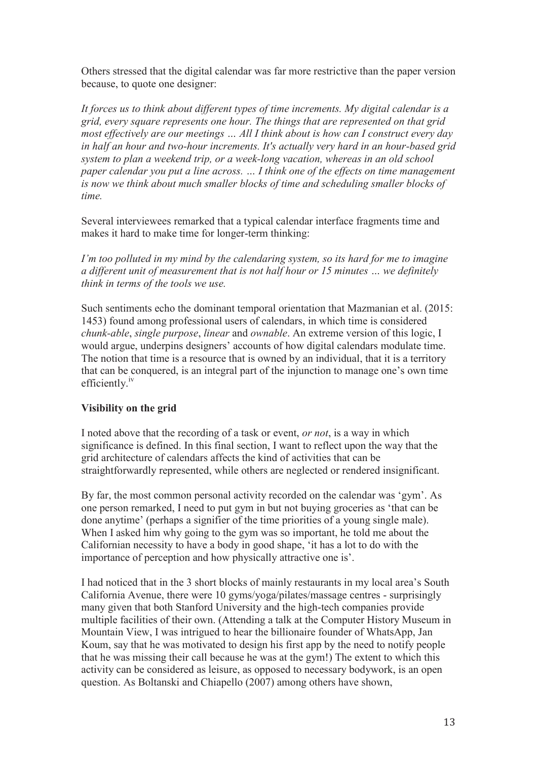Others stressed that the digital calendar was far more restrictive than the paper version because, to quote one designer:

*It forces us to think about different types of time increments. My digital calendar is a grid, every square represents one hour. The things that are represented on that grid most effectively are our meetings … All I think about is how can I construct every day in half an hour and two-hour increments. It's actually very hard in an hour-based grid system to plan a weekend trip, or a week-long vacation, whereas in an old school paper calendar you put a line across. … I think one of the effects on time management is now we think about much smaller blocks of time and scheduling smaller blocks of time.*

Several interviewees remarked that a typical calendar interface fragments time and makes it hard to make time for longer-term thinking:

*I'm too polluted in my mind by the calendaring system, so its hard for me to imagine a different unit of measurement that is not half hour or 15 minutes … we definitely think in terms of the tools we use.*

Such sentiments echo the dominant temporal orientation that Mazmanian et al. (2015: 1453) found among professional users of calendars, in which time is considered *chunk-able*, *single purpose*, *linear* and *ownable*. An extreme version of this logic, I would argue, underpins designers' accounts of how digital calendars modulate time. The notion that time is a resource that is owned by an individual, that it is a territory that can be conquered, is an integral part of the injunction to manage one's own time efficiently.[iv]

**Visibility on the grid**

I noted above that the recording of a task or event, *or not*, is a way in which significance is defined. In this final section, I want to reflect upon the way that the grid architecture of calendars affects the kind of activities that can be straightforwardly represented, while others are neglected or rendered insignificant.

By far, the most common personal activity recorded on the calendar was 'gym'. As one person remarked, I need to put gym in but not buying groceries as 'that can be done anytime' (perhaps a signifier of the time priorities of a young single male). When I asked him why going to the gym was so important, he told me about the Californian necessity to have a body in good shape, 'it has a lot to do with the importance of perception and how physically attractive one is'.

I had noticed that in the 3 short blocks of mainly restaurants in my local area's South California Avenue, there were 10 gyms/yoga/pilates/massage centres - surprisingly many given that both Stanford University and the high-tech companies provide multiple facilities of their own. (Attending a talk at the Computer History Museum in Mountain View, I was intrigued to hear the billionaire founder of WhatsApp, Jan Koum, say that he was motivated to design his first app by the need to notify people that he was missing their call because he was at the gym!) The extent to which this activity can be considered as leisure, as opposed to necessary bodywork, is an open question. As Boltanski and Chiapello (2007) among others have shown,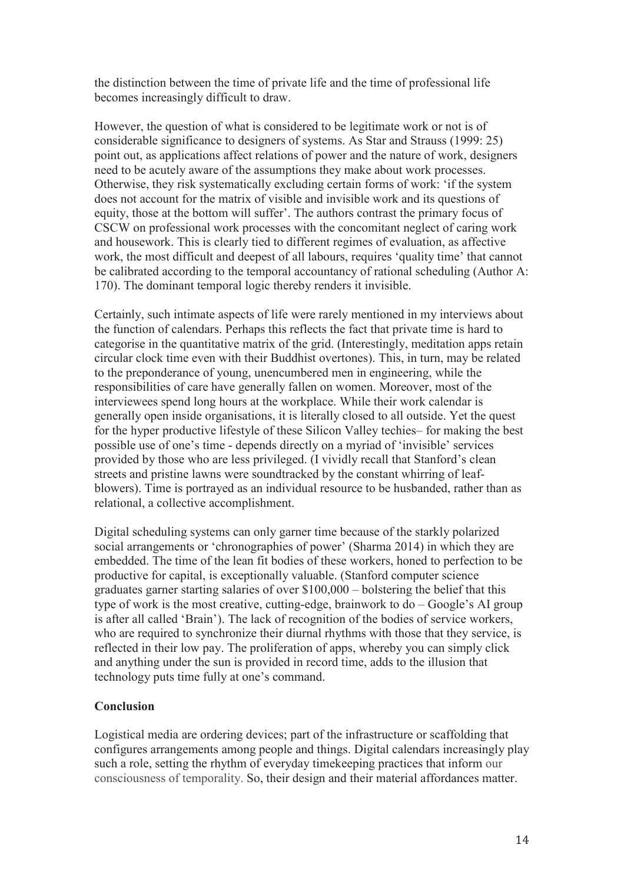the distinction between the time of private life and the time of professional life becomes increasingly difficult to draw.

However, the question of what is considered to be legitimate work or not is of considerable significance to designers of systems. As Star and Strauss (1999: 25) point out, as applications affect relations of power and the nature of work, designers need to be acutely aware of the assumptions they make about work processes. Otherwise, they risk systematically excluding certain forms of work: 'if the system does not account for the matrix of visible and invisible work and its questions of equity, those at the bottom will suffer'. The authors contrast the primary focus of CSCW on professional work processes with the concomitant neglect of caring work and housework. This is clearly tied to different regimes of evaluation, as affective work, the most difficult and deepest of all labours, requires 'quality time' that cannot be calibrated according to the temporal accountancy of rational scheduling (Author A: 170). The dominant temporal logic thereby renders it invisible.

Certainly, such intimate aspects of life were rarely mentioned in my interviews about the function of calendars. Perhaps this reflects the fact that private time is hard to categorise in the quantitative matrix of the grid. (Interestingly, meditation apps retain circular clock time even with their Buddhist overtones). This, in turn, may be related to the preponderance of young, unencumbered men in engineering, while the responsibilities of care have generally fallen on women. Moreover, most of the interviewees spend long hours at the workplace. While their work calendar is generally open inside organisations, it is literally closed to all outside. Yet the quest for the hyper productive lifestyle of these Silicon Valley techies– for making the best possible use of one's time - depends directly on a myriad of 'invisible' services provided by those who are less privileged. (I vividly recall that Stanford's clean streets and pristine lawns were soundtracked by the constant whirring of leaf-blowers). Time is portrayed as an individual resource to be husbanded, rather than as relational, a collective accomplishment.

Digital scheduling systems can only garner time because of the starkly polarized social arrangements or 'chronographies of power' (Sharma 2014) in which they are embedded. The time of the lean fit bodies of these workers, honed to perfection to be productive for capital, is exceptionally valuable. (Stanford computer science graduates garner starting salaries of over $100,000 – bolstering the belief that this type of work is the most creative, cutting-edge, brainwork to do – Google's AI group is after all called 'Brain'). The lack of recognition of the bodies of service workers, who are required to synchronize their diurnal rhythms with those that they service, is reflected in their low pay. The proliferation of apps, whereby you can simply click and anything under the sun is provided in record time, adds to the illusion that technology puts time fully at one's command.

**Conclusion**

Logistical media are ordering devices; part of the infrastructure or scaffolding that configures arrangements among people and things. Digital calendars increasingly play such a role, setting the rhythm of everyday timekeeping practices that inform our consciousness of temporality. So, their design and their material affordances matter.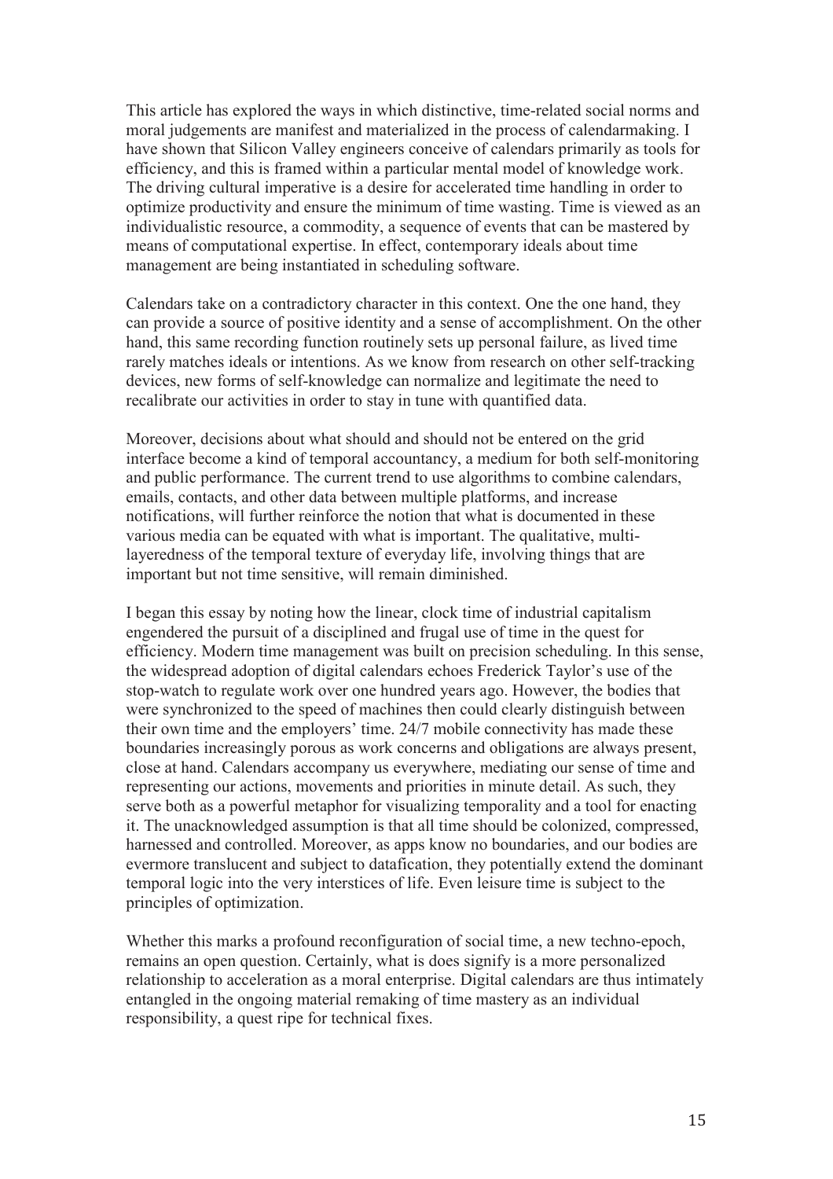This article has explored the ways in which distinctive, time-related social norms and moral judgements are manifest and materialized in the process of calendarmaking. I have shown that Silicon Valley engineers conceive of calendars primarily as tools for efficiency, and this is framed within a particular mental model of knowledge work. The driving cultural imperative is a desire for accelerated time handling in order to optimize productivity and ensure the minimum of time wasting. Time is viewed as an individualistic resource, a commodity, a sequence of events that can be mastered by means of computational expertise. In effect, contemporary ideals about time management are being instantiated in scheduling software.

Calendars take on a contradictory character in this context. One the one hand, they can provide a source of positive identity and a sense of accomplishment. On the other hand, this same recording function routinely sets up personal failure, as lived time rarely matches ideals or intentions. As we know from research on other self-tracking devices, new forms of self-knowledge can normalize and legitimate the need to recalibrate our activities in order to stay in tune with quantified data.

Moreover, decisions about what should and should not be entered on the grid interface become a kind of temporal accountancy, a medium for both self-monitoring and public performance. The current trend to use algorithms to combine calendars, emails, contacts, and other data between multiple platforms, and increase notifications, will further reinforce the notion that what is documented in these various media can be equated with what is important. The qualitative, multi-layeredness of the temporal texture of everyday life, involving things that are important but not time sensitive, will remain diminished.

I began this essay by noting how the linear, clock time of industrial capitalism engendered the pursuit of a disciplined and frugal use of time in the quest for efficiency. Modern time management was built on precision scheduling. In this sense, the widespread adoption of digital calendars echoes Frederick Taylor's use of the stop-watch to regulate work over one hundred years ago. However, the bodies that were synchronized to the speed of machines then could clearly distinguish between their own time and the employers' time. 24/7 mobile connectivity has made these boundaries increasingly porous as work concerns and obligations are always present, close at hand. Calendars accompany us everywhere, mediating our sense of time and representing our actions, movements and priorities in minute detail. As such, they serve both as a powerful metaphor for visualizing temporality and a tool for enacting it. The unacknowledged assumption is that all time should be colonized, compressed, harnessed and controlled. Moreover, as apps know no boundaries, and our bodies are evermore translucent and subject to datafication, they potentially extend the dominant temporal logic into the very interstices of life. Even leisure time is subject to the principles of optimization.

Whether this marks a profound reconfiguration of social time, a new techno-epoch, remains an open question. Certainly, what is does signify is a more personalized relationship to acceleration as a moral enterprise. Digital calendars are thus intimately entangled in the ongoing material remaking of time mastery as an individual responsibility, a quest ripe for technical fixes.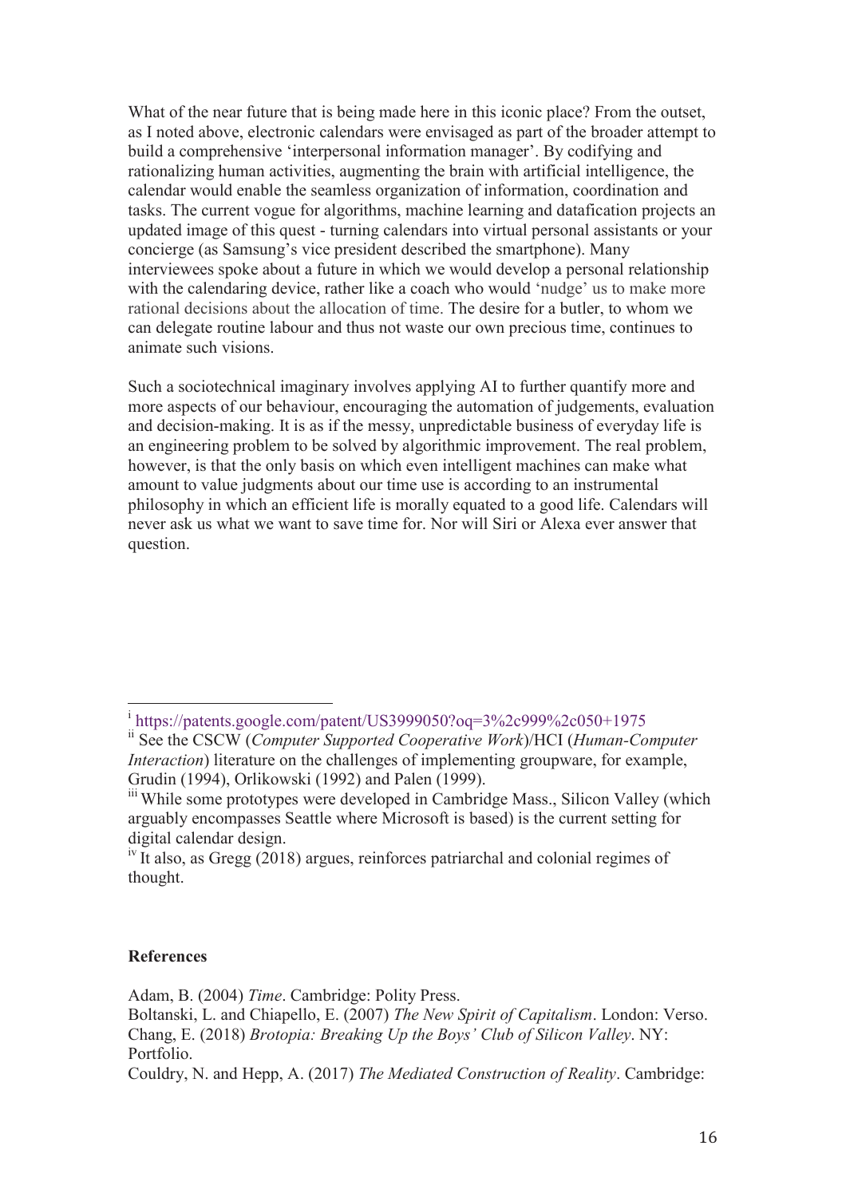What of the near future that is being made here in this iconic place? From the outset, as I noted above, electronic calendars were envisaged as part of the broader attempt to build a comprehensive 'interpersonal information manager'. By codifying and rationalizing human activities, augmenting the brain with artificial intelligence, the calendar would enable the seamless organization of information, coordination and tasks. The current vogue for algorithms, machine learning and datafication projects an updated image of this quest - turning calendars into virtual personal assistants or your concierge (as Samsung's vice president described the smartphone). Many interviewees spoke about a future in which we would develop a personal relationship with the calendaring device, rather like a coach who would 'nudge' us to make more rational decisions about the allocation of time. The desire for a butler, to whom we can delegate routine labour and thus not waste our own precious time, continues to animate such visions.

Such a sociotechnical imaginary involves applying AI to further quantify more and more aspects of our behaviour, encouraging the automation of judgements, evaluation and decision-making. It is as if the messy, unpredictable business of everyday life is an engineering problem to be solved by algorithmic improvement. The real problem, however, is that the only basis on which even intelligent machines can make what amount to value judgments about our time use is according to an instrumental philosophy in which an efficient life is morally equated to a good life. Calendars will never ask us what we want to save time for. Nor will Siri or Alexa ever answer that question.

---

[i] https://patents.google.com/patent/US3999050?oq=3%2c999%2c050+1975

[ii] See the CSCW (*Computer Supported Cooperative Work*)/HCI (*Human-Computer Interaction*) literature on the challenges of implementing groupware, for example, Grudin (1994), Orlikowski (1992) and Palen (1999).

[iii] While some prototypes were developed in Cambridge Mass., Silicon Valley (which arguably encompasses Seattle where Microsoft is based) is the current setting for digital calendar design.

[iv] It also, as Gregg (2018) argues, reinforces patriarchal and colonial regimes of thought.

**References**

Adam, B. (2004) *Time*. Cambridge: Polity Press.

Boltanski, L. and Chiapello, E. (2007) *The New Spirit of Capitalism*. London: Verso.

Chang, E. (2018) *Brotopia: Breaking Up the Boys' Club of Silicon Valley*. NY: Portfolio.

Couldry, N. and Hepp, A. (2017) *The Mediated Construction of Reality*. Cambridge: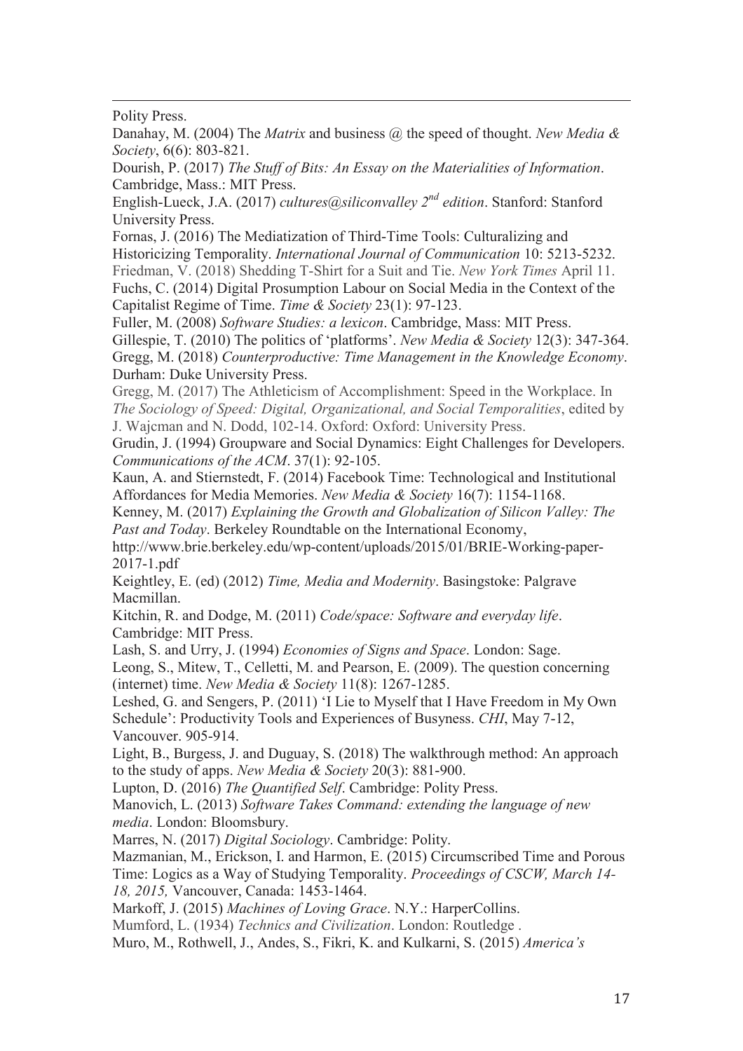Polity Press.

Danahay, M. (2004) The *Matrix* and business @ the speed of thought. *New Media & Society*, 6(6): 803-821.

Dourish, P. (2017) *The Stuff of Bits: An Essay on the Materialities of Information*. Cambridge, Mass.: MIT Press.

English-Lueck, J.A. (2017) *cultures@siliconvalley 2nd edition*. Stanford: Stanford University Press.

Fornas, J. (2016) The Mediatization of Third-Time Tools: Culturalizing and Historicizing Temporality. *International Journal of Communication* 10: 5213-5232.

Friedman, V. (2018) Shedding T-Shirt for a Suit and Tie. *New York Times* April 11.

Fuchs, C. (2014) Digital Prosumption Labour on Social Media in the Context of the Capitalist Regime of Time. *Time & Society* 23(1): 97-123.

Fuller, M. (2008) *Software Studies: a lexicon*. Cambridge, Mass: MIT Press.

Gillespie, T. (2010) The politics of 'platforms'. *New Media & Society* 12(3): 347-364.

Gregg, M. (2018) *Counterproductive: Time Management in the Knowledge Economy*. Durham: Duke University Press.

Gregg, M. (2017) The Athleticism of Accomplishment: Speed in the Workplace. In *The Sociology of Speed: Digital, Organizational, and Social Temporalities*, edited by J. Wajcman and N. Dodd, 102-14. Oxford: Oxford: University Press.

Grudin, J. (1994) Groupware and Social Dynamics: Eight Challenges for Developers. *Communications of the ACM*. 37(1): 92-105.

Kaun, A. and Stiernstedt, F. (2014) Facebook Time: Technological and Institutional Affordances for Media Memories. *New Media & Society* 16(7): 1154-1168.

Kenney, M. (2017) *Explaining the Growth and Globalization of Silicon Valley: The Past and Today*. Berkeley Roundtable on the International Economy, http://www.brie.berkeley.edu/wp-content/uploads/2015/01/BRIE-Working-paper-2017-1.pdf

Keightley, E. (ed) (2012) *Time, Media and Modernity*. Basingstoke: Palgrave Macmillan.

Kitchin, R. and Dodge, M. (2011) *Code/space: Software and everyday life*. Cambridge: MIT Press.

Lash, S. and Urry, J. (1994) *Economies of Signs and Space*. London: Sage.

Leong, S., Mitew, T., Celletti, M. and Pearson, E. (2009). The question concerning (internet) time. *New Media & Society* 11(8): 1267-1285.

Leshed, G. and Sengers, P. (2011) 'I Lie to Myself that I Have Freedom in My Own Schedule': Productivity Tools and Experiences of Busyness. *CHI*, May 7-12, Vancouver. 905-914.

Light, B., Burgess, J. and Duguay, S. (2018) The walkthrough method: An approach to the study of apps. *New Media & Society* 20(3): 881-900.

Lupton, D. (2016) *The Quantified Self*. Cambridge: Polity Press.

Manovich, L. (2013) *Software Takes Command: extending the language of new media*. London: Bloomsbury.

Marres, N. (2017) *Digital Sociology*. Cambridge: Polity.

Mazmanian, M., Erickson, I. and Harmon, E. (2015) Circumscribed Time and Porous Time: Logics as a Way of Studying Temporality. *Proceedings of CSCW, March 14-18, 2015,* Vancouver, Canada: 1453-1464.

Markoff, J. (2015) *Machines of Loving Grace*. N.Y.: HarperCollins.

Mumford, L. (1934) *Technics and Civilization*. London: Routledge .

Muro, M., Rothwell, J., Andes, S., Fikri, K. and Kulkarni, S. (2015) *America's*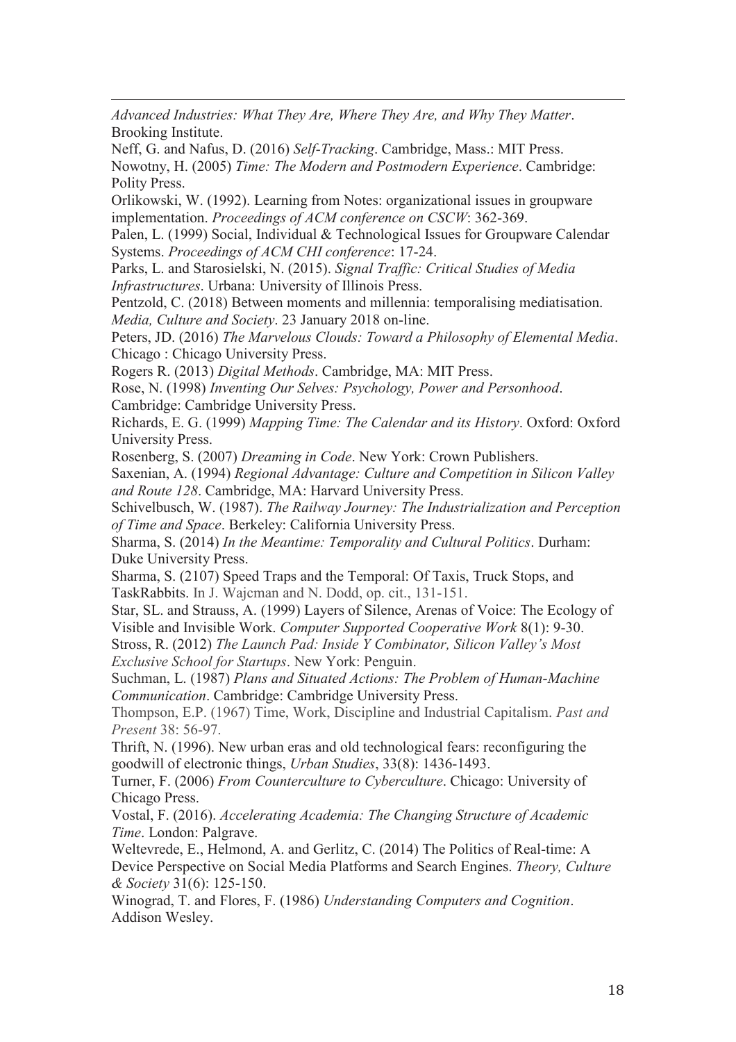*Advanced Industries: What They Are, Where They Are, and Why They Matter*. Brooking Institute.

Neff, G. and Nafus, D. (2016) *Self-Tracking*. Cambridge, Mass.: MIT Press.

Nowotny, H. (2005) *Time: The Modern and Postmodern Experience*. Cambridge: Polity Press.

Orlikowski, W. (1992). Learning from Notes: organizational issues in groupware implementation. *Proceedings of ACM conference on CSCW*: 362-369.

Palen, L. (1999) Social, Individual & Technological Issues for Groupware Calendar Systems. *Proceedings of ACM CHI conference*: 17-24.

Parks, L. and Starosielski, N. (2015). *Signal Traffic: Critical Studies of Media Infrastructures*. Urbana: University of Illinois Press.

Pentzold, C. (2018) Between moments and millennia: temporalising mediatisation. *Media, Culture and Society*. 23 January 2018 on-line.

Peters, JD. (2016) *The Marvelous Clouds: Toward a Philosophy of Elemental Media*. Chicago : Chicago University Press.

Rogers R. (2013) *Digital Methods*. Cambridge, MA: MIT Press.

Rose, N. (1998) *Inventing Our Selves: Psychology, Power and Personhood*. Cambridge: Cambridge University Press.

Richards, E. G. (1999) *Mapping Time: The Calendar and its History*. Oxford: Oxford University Press.

Rosenberg, S. (2007) *Dreaming in Code*. New York: Crown Publishers.

Saxenian, A. (1994) *Regional Advantage: Culture and Competition in Silicon Valley and Route 128*. Cambridge, MA: Harvard University Press.

Schivelbusch, W. (1987). *The Railway Journey: The Industrialization and Perception of Time and Space*. Berkeley: California University Press.

Sharma, S. (2014) *In the Meantime: Temporality and Cultural Politics*. Durham: Duke University Press.

Sharma, S. (2107) Speed Traps and the Temporal: Of Taxis, Truck Stops, and TaskRabbits. In J. Wajcman and N. Dodd, op. cit., 131-151.

Star, SL. and Strauss, A. (1999) Layers of Silence, Arenas of Voice: The Ecology of Visible and Invisible Work. *Computer Supported Cooperative Work* 8(1): 9-30.

Stross, R. (2012) *The Launch Pad: Inside Y Combinator, Silicon Valley's Most Exclusive School for Startups*. New York: Penguin.

Suchman, L. (1987) *Plans and Situated Actions: The Problem of Human-Machine Communication*. Cambridge: Cambridge University Press.

Thompson, E.P. (1967) Time, Work, Discipline and Industrial Capitalism. *Past and Present* 38: 56-97.

Thrift, N. (1996). New urban eras and old technological fears: reconfiguring the goodwill of electronic things, *Urban Studies*, 33(8): 1436-1493.

Turner, F. (2006) *From Counterculture to Cyberculture*. Chicago: University of Chicago Press.

Vostal, F. (2016). *Accelerating Academia: The Changing Structure of Academic Time*. London: Palgrave.

Weltevrede, E., Helmond, A. and Gerlitz, C. (2014) The Politics of Real-time: A Device Perspective on Social Media Platforms and Search Engines. *Theory, Culture & Society* 31(6): 125-150.

Winograd, T. and Flores, F. (1986) *Understanding Computers and Cognition*. Addison Wesley.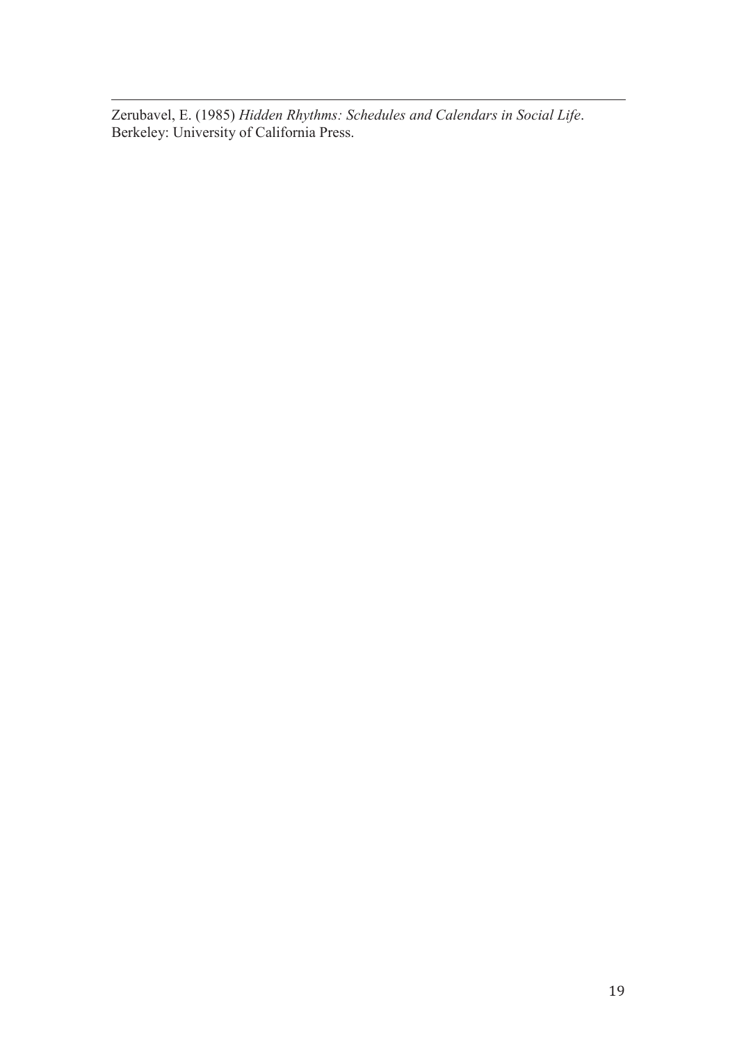Zerubavel, E. (1985) *Hidden Rhythms: Schedules and Calendars in Social Life*. Berkeley: University of California Press.